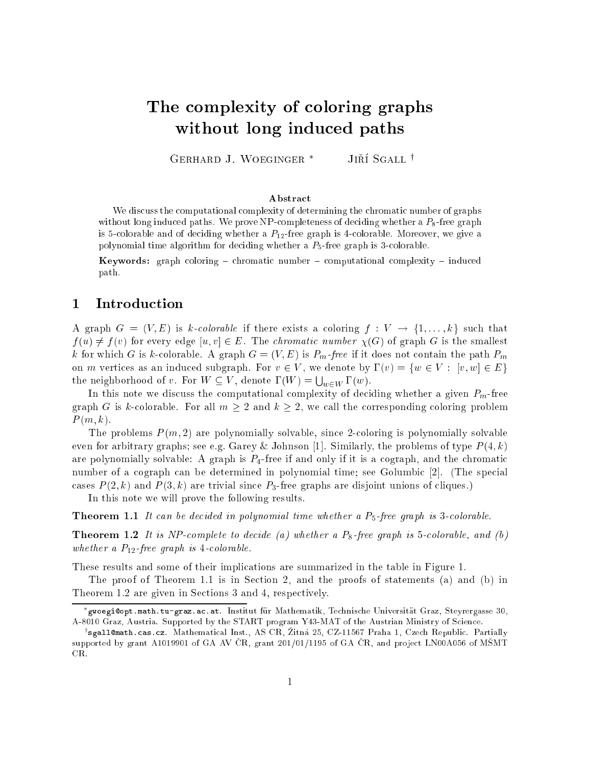# The complexity of coloring graphs without long induced paths

Gerhard J. Woeginger [*]   Jiří Sgall [†]

### Abstract

We discuss the computational complexity of determining the chromatic number of graphs without long induced paths. We prove NP-completeness of deciding whether a $P_8$-free graph is 5-colorable and of deciding whether a $P_{12}$-free graph is 4-colorable. Moreover, we give a polynomial time algorithm for deciding whether a $P_5$-free graph is 3-colorable.

**Keywords:** graph coloring – chromatic number – computational complexity – induced path.

## 1 Introduction

A graph $G = (V, E)$ is *k-colorable* if there exists a coloring $f : V \to \{1, \dots, k\}$ such that $f(u) \neq f(v)$ for every edge $[u, v] \in E$. The *chromatic number* $\chi(G)$ of graph $G$ is the smallest $k$ for which $G$ is $k$-colorable. A graph $G = (V, E)$ is *$P_m$-free* if it does not contain the path $P_m$ on $m$ vertices as an induced subgraph. For $v \in V$, we denote by $\Gamma(v) = \{w \in V : [v, w] \in E\}$ the neighborhood of $v$. For $W \subseteq V$, denote $\Gamma(W) = \bigcup_{w \in W} \Gamma(w)$.

In this note we discuss the computational complexity of deciding whether a given $P_m$-free graph $G$ is $k$-colorable. For all $m \geq 2$ and $k \geq 2$, we call the corresponding coloring problem $P(m, k)$.

The problems $P(m, 2)$ are polynomially solvable, since 2-coloring is polynomially solvable even for arbitrary graphs; see e.g. Garey & Johnson [1]. Similarly, the problems of type $P(4, k)$ are polynomially solvable: A graph is $P_4$-free if and only if it is a cograph, and the chromatic number of a cograph can be determined in polynomial time; see Golumbic [2]. (The special cases $P(2, k)$ and $P(3, k)$ are trivial since $P_3$-free graphs are disjoint unions of cliques.)

In this note we will prove the following results.

**Theorem 1.1** *It can be decided in polynomial time whether a $P_5$-free graph is 3-colorable.*

**Theorem 1.2** *It is NP-complete to decide (a) whether a $P_8$-free graph is 5-colorable, and (b) whether a $P_{12}$-free graph is 4-colorable.*

These results and some of their implications are summarized in the table in Figure 1.

The proof of Theorem 1.1 is in Section 2, and the proofs of statements (a) and (b) in Theorem 1.2 are given in Sections 3 and 4, respectively.

[*] gwoegi@opt.math.tu-graz.ac.at. Institut für Mathematik, Technische Universität Graz, Steyrergasse 30, A-8010 Graz, Austria. Supported by the START program Y43-MAT of the Austrian Ministry of Science.

[†] sgall@math.cas.cz. Mathematical Inst., AS CR, Žitná 25, CZ-11567 Praha 1, Czech Republic. Partially supported by grant A1019901 of GA AV ČR, grant 201/01/1195 of GA ČR, and project LN00A056 of MŠMT ČR.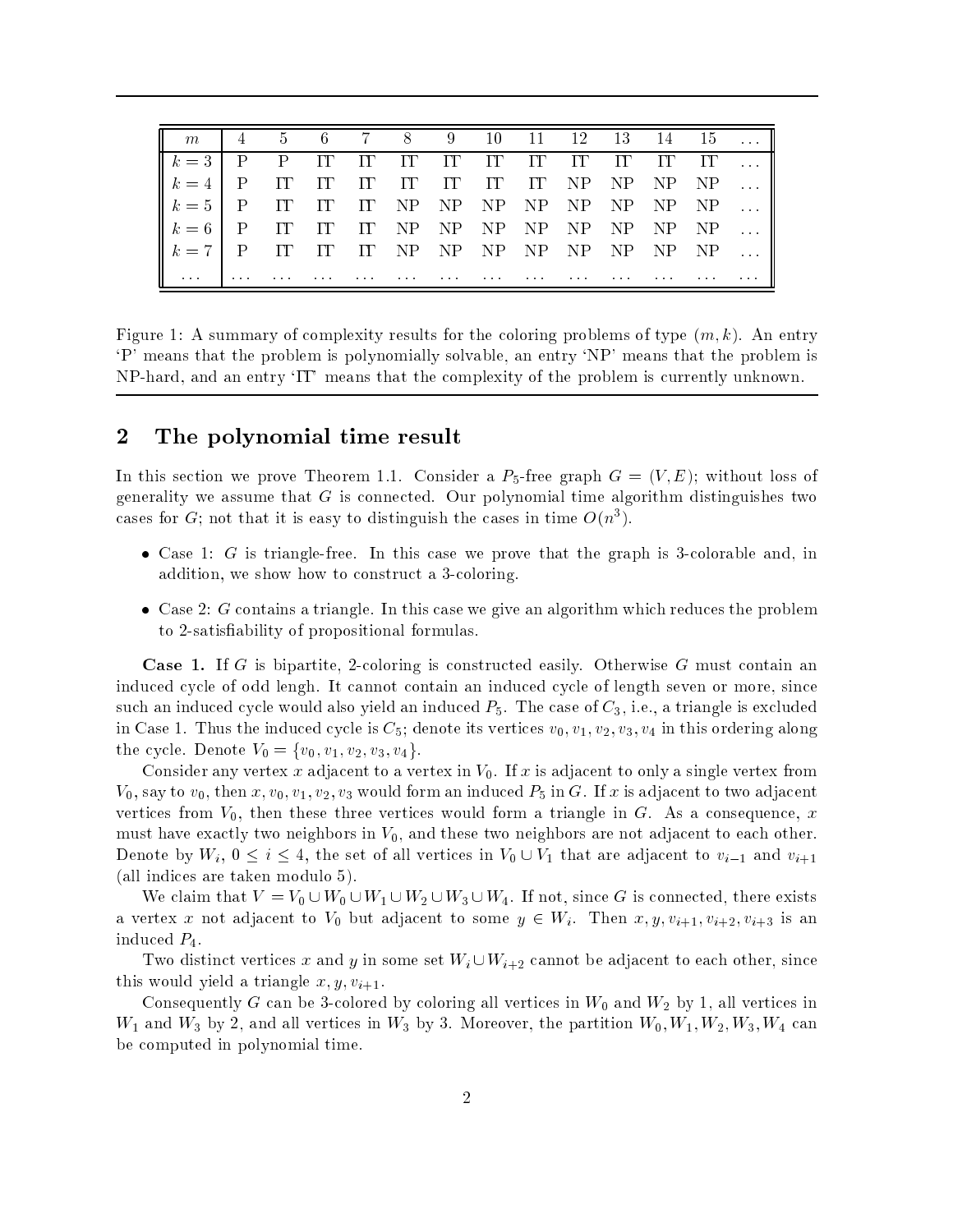| $m$ | 4 | 5 | 6 | 7 | 8 | 9 | 10 | 11 | 12 | 13 | 14 | 15 | ... |
|---|---|---|---|---|---|---|---|---|---|---|---|---|---|
| $k=3$ | P | P | ?? | ?? | ?? | ?? | ?? | ?? | ?? | ?? | ?? | ?? | ... |
| $k=4$ | P | ?? | ?? | ?? | ?? | ?? | ?? | ?? | NP | NP | NP | NP | ... |
| $k=5$ | P | ?? | ?? | ?? | NP | NP | NP | NP | NP | NP | NP | NP | ... |
| $k=6$ | P | ?? | ?? | ?? | NP | NP | NP | NP | NP | NP | NP | NP | ... |
| $k=7$ | P | ?? | ?? | ?? | NP | NP | NP | NP | NP | NP | NP | NP | ... |
| ... | ... | ... | ... | ... | ... | ... | ... | ... | ... | ... | ... | ... | ... |

Figure 1: A summary of complexity results for the coloring problems of type $(m, k)$. An entry 'P' means that the problem is polynomially solvable, an entry 'NP' means that the problem is NP-hard, and an entry '??' means that the complexity of the problem is currently unknown.

## 2 The polynomial time result

In this section we prove Theorem 1.1. Consider a $P_5$-free graph $G = (V, E)$; without loss of generality we assume that $G$ is connected. Our polynomial time algorithm distinguishes two cases for $G$; not that it is easy to distinguish the cases in time $O(n^3)$.

- Case 1: $G$ is triangle-free. In this case we prove that the graph is 3-colorable and, in addition, we show how to construct a 3-coloring.
- Case 2: $G$ contains a triangle. In this case we give an algorithm which reduces the problem to 2-satisfiability of propositional formulas.

**Case 1.** If $G$ is bipartite, 2-coloring is constructed easily. Otherwise $G$ must contain an induced cycle of odd lengh. It cannot contain an induced cycle of length seven or more, since such an induced cycle would also yield an induced $P_5$. The case of $C_3$, i.e., a triangle is excluded in Case 1. Thus the induced cycle is $C_5$; denote its vertices $v_0, v_1, v_2, v_3, v_4$ in this ordering along the cycle. Denote $V_0 = \{v_0, v_1, v_2, v_3, v_4\}$.

Consider any vertex $x$ adjacent to a vertex in $V_0$. If $x$ is adjacent to only a single vertex from $V_0$, say to $v_0$, then $x, v_0, v_1, v_2, v_3$ would form an induced $P_5$ in $G$. If $x$ is adjacent to two adjacent vertices from $V_0$, then these three vertices would form a triangle in $G$. As a consequence, $x$ must have exactly two neighbors in $V_0$, and these two neighbors are not adjacent to each other. Denote by $W_i$, $0 \leq i \leq 4$, the set of all vertices in $V_0 \cup V_1$ that are adjacent to $v_{i-1}$ and $v_{i+1}$ (all indices are taken modulo 5).

We claim that $V = V_0 \cup W_0 \cup W_1 \cup W_2 \cup W_3 \cup W_4$. If not, since $G$ is connected, there exists a vertex $x$ not adjacent to $V_0$ but adjacent to some $y \in W_i$. Then $x, y, v_{i+1}, v_{i+2}, v_{i+3}$ is an induced $P_4$.

Two distinct vertices $x$ and $y$ in some set $W_i \cup W_{i+2}$ cannot be adjacent to each other, since this would yield a triangle $x, y, v_{i+1}$.

Consequently $G$ can be 3-colored by coloring all vertices in $W_0$ and $W_2$ by 1, all vertices in $W_1$ and $W_3$ by 2, and all vertices in $W_3$ by 3. Moreover, the partition $W_0, W_1, W_2, W_3, W_4$ can be computed in polynomial time.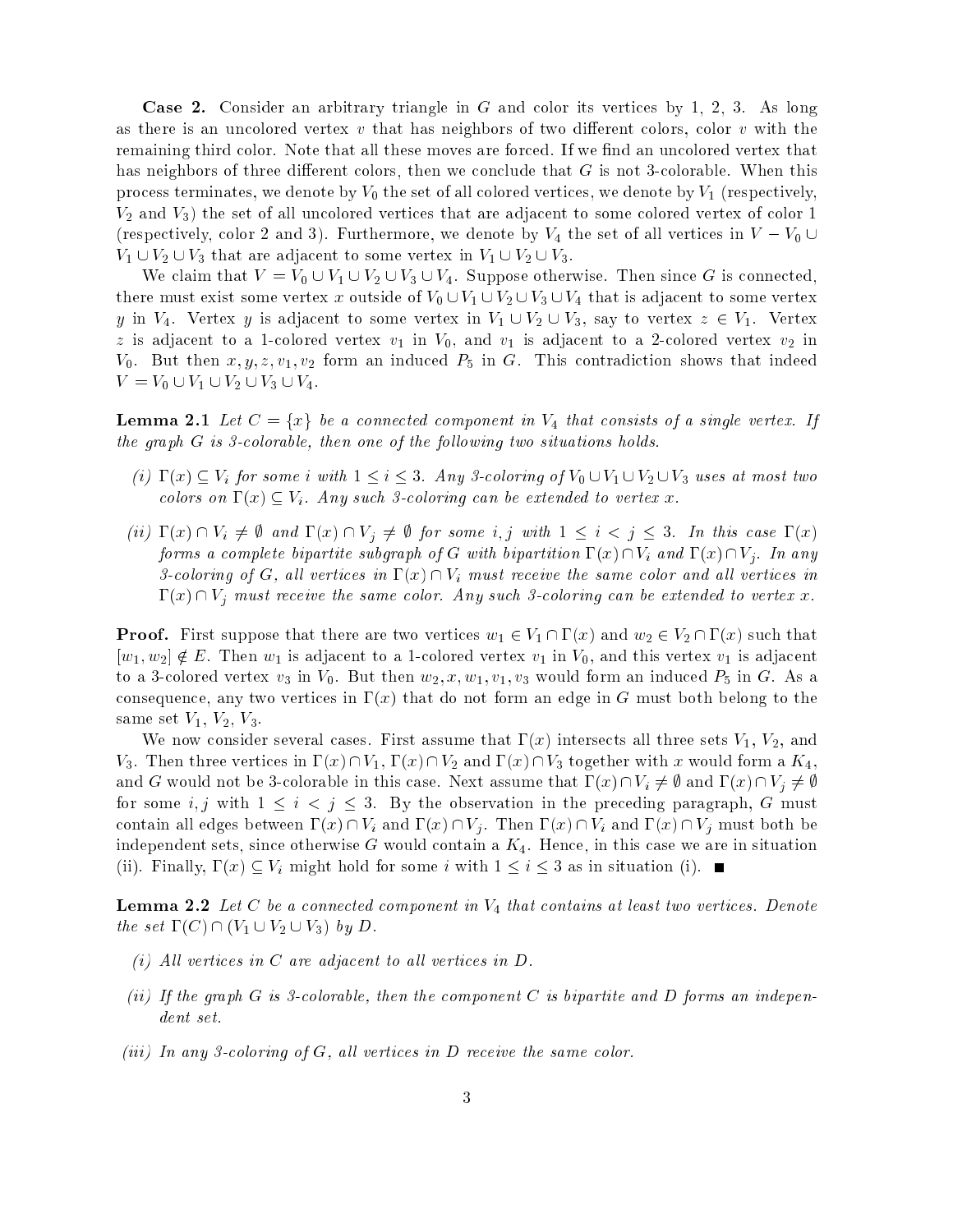**Case 2.** Consider an arbitrary triangle in $G$ and color its vertices by 1, 2, 3. As long as there is an uncolored vertex $v$ that has neighbors of two different colors, color $v$ with the remaining third color. Note that all these moves are forced. If we find an uncolored vertex that has neighbors of three different colors, then we conclude that $G$ is not 3-colorable. When this process terminates, we denote by $V_0$ the set of all colored vertices, we denote by $V_1$ (respectively, $V_2$ and $V_3$) the set of all uncolored vertices that are adjacent to some colored vertex of color 1 (respectively, color 2 and 3). Furthermore, we denote by $V_4$ the set of all vertices in $V - V_0 \cup V_1 \cup V_2 \cup V_3$ that are adjacent to some vertex in $V_1 \cup V_2 \cup V_3$.

We claim that $V = V_0 \cup V_1 \cup V_2 \cup V_3 \cup V_4$. Suppose otherwise. Then since $G$ is connected, there must exist some vertex $x$ outside of $V_0 \cup V_1 \cup V_2 \cup V_3 \cup V_4$ that is adjacent to some vertex $y$ in $V_4$. Vertex $y$ is adjacent to some vertex in $V_1 \cup V_2 \cup V_3$, say to vertex $z \in V_1$. Vertex $z$ is adjacent to a 1-colored vertex $v_1$ in $V_0$, and $v_1$ is adjacent to a 2-colored vertex $v_2$ in $V_0$. But then $x, y, z, v_1, v_2$ form an induced $P_5$ in $G$. This contradiction shows that indeed $V = V_0 \cup V_1 \cup V_2 \cup V_3 \cup V_4$.

**Lemma 2.1** *Let $C = \{x\}$ be a connected component in $V_4$ that consists of a single vertex. If the graph $G$ is 3-colorable, then one of the following two situations holds.*

- *(i) $\Gamma(x) \subseteq V_i$ for some $i$ with $1 \leq i \leq 3$. Any 3-coloring of $V_0 \cup V_1 \cup V_2 \cup V_3$ uses at most two colors on $\Gamma(x) \subseteq V_i$. Any such 3-coloring can be extended to vertex $x$.*
- *(ii) $\Gamma(x) \cap V_i \neq \emptyset$ and $\Gamma(x) \cap V_j \neq \emptyset$ for some $i, j$ with $1 \leq i < j \leq 3$. In this case $\Gamma(x)$ forms a complete bipartite subgraph of $G$ with bipartition $\Gamma(x) \cap V_i$ and $\Gamma(x) \cap V_j$. In any 3-coloring of $G$, all vertices in $\Gamma(x) \cap V_i$ must receive the same color and all vertices in $\Gamma(x) \cap V_j$ must receive the same color. Any such 3-coloring can be extended to vertex $x$.*

**Proof.** First suppose that there are two vertices $w_1 \in V_1 \cap \Gamma(x)$ and $w_2 \in V_2 \cap \Gamma(x)$ such that $[w_1, w_2] \notin E$. Then $w_1$ is adjacent to a 1-colored vertex $v_1$ in $V_0$, and this vertex $v_1$ is adjacent to a 3-colored vertex $v_3$ in $V_0$. But then $w_2, x, w_1, v_1, v_3$ would form an induced $P_5$ in $G$. As a consequence, any two vertices in $\Gamma(x)$ that do not form an edge in $G$ must both belong to the same set $V_1$, $V_2$, $V_3$.

We now consider several cases. First assume that $\Gamma(x)$ intersects all three sets $V_1$, $V_2$, and $V_3$. Then three vertices in $\Gamma(x) \cap V_1$, $\Gamma(x) \cap V_2$ and $\Gamma(x) \cap V_3$ together with $x$ would form a $K_4$, and $G$ would not be 3-colorable in this case. Next assume that $\Gamma(x) \cap V_i \neq \emptyset$ and $\Gamma(x) \cap V_j \neq \emptyset$ for some $i, j$ with $1 \leq i < j \leq 3$. By the observation in the preceding paragraph, $G$ must contain all edges between $\Gamma(x) \cap V_i$ and $\Gamma(x) \cap V_j$. Then $\Gamma(x) \cap V_i$ and $\Gamma(x) \cap V_j$ must both be independent sets, since otherwise $G$ would contain a $K_4$. Hence, in this case we are in situation (ii). Finally, $\Gamma(x) \subseteq V_i$ might hold for some $i$ with $1 \leq i \leq 3$ as in situation (i). ∎

**Lemma 2.2** *Let $C$ be a connected component in $V_4$ that contains at least two vertices. Denote the set $\Gamma(C) \cap (V_1 \cup V_2 \cup V_3)$ by $D$.*

- *(i) All vertices in $C$ are adjacent to all vertices in $D$.*
- *(ii) If the graph $G$ is 3-colorable, then the component $C$ is bipartite and $D$ forms an independent set.*
- *(iii) In any 3-coloring of $G$, all vertices in $D$ receive the same color.*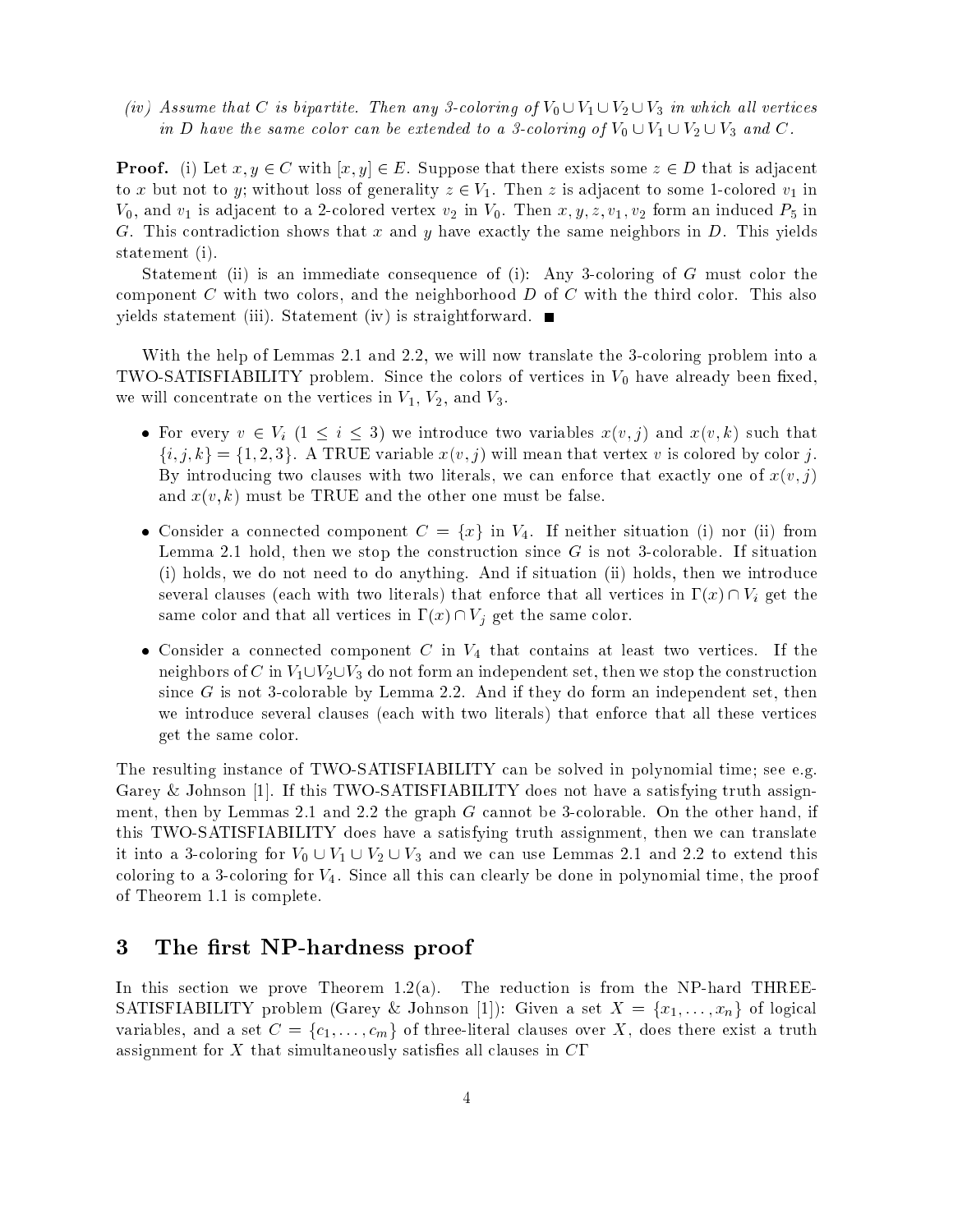*(iv) Assume that $C$ is bipartite. Then any 3-coloring of $V_0 \cup V_1 \cup V_2 \cup V_3$ in which all vertices in $D$ have the same color can be extended to a 3-coloring of $V_0 \cup V_1 \cup V_2 \cup V_3$ and $C$.*

**Proof.** (i) Let $x, y \in C$ with $[x, y] \in E$. Suppose that there exists some $z \in D$ that is adjacent to $x$ but not to $y$; without loss of generality $z \in V_1$. Then $z$ is adjacent to some 1-colored $v_1$ in $V_0$, and $v_1$ is adjacent to a 2-colored vertex $v_2$ in $V_0$. Then $x, y, z, v_1, v_2$ form an induced $P_5$ in $G$. This contradiction shows that $x$ and $y$ have exactly the same neighbors in $D$. This yields statement (i).

Statement (ii) is an immediate consequence of (i): Any 3-coloring of $G$ must color the component $C$ with two colors, and the neighborhood $D$ of $C$ with the third color. This also yields statement (iii). Statement (iv) is straightforward. ∎

With the help of Lemmas 2.1 and 2.2, we will now translate the 3-coloring problem into a TWO-SATISFIABILITY problem. Since the colors of vertices in $V_0$ have already been fixed, we will concentrate on the vertices in $V_1$, $V_2$, and $V_3$.

- For every $v \in V_i$ ($1 \leq i \leq 3$) we introduce two variables $x(v, j)$ and $x(v, k)$ such that $\{i, j, k\} = \{1, 2, 3\}$. A TRUE variable $x(v, j)$ will mean that vertex $v$ is colored by color $j$. By introducing two clauses with two literals, we can enforce that exactly one of $x(v, j)$ and $x(v, k)$ must be TRUE and the other one must be false.
- Consider a connected component $C = \{x\}$ in $V_4$. If neither situation (i) nor (ii) from Lemma 2.1 hold, then we stop the construction since $G$ is not 3-colorable. If situation (i) holds, we do not need to do anything. And if situation (ii) holds, then we introduce several clauses (each with two literals) that enforce that all vertices in $\Gamma(x) \cap V_i$ get the same color and that all vertices in $\Gamma(x) \cap V_j$ get the same color.
- Consider a connected component $C$ in $V_4$ that contains at least two vertices. If the neighbors of $C$ in $V_1 \cup V_2 \cup V_3$ do not form an independent set, then we stop the construction since $G$ is not 3-colorable by Lemma 2.2. And if they do form an independent set, then we introduce several clauses (each with two literals) that enforce that all these vertices get the same color.

The resulting instance of TWO-SATISFIABILITY can be solved in polynomial time; see e.g. Garey & Johnson [1]. If this TWO-SATISFIABILITY does not have a satisfying truth assignment, then by Lemmas 2.1 and 2.2 the graph $G$ cannot be 3-colorable. On the other hand, if this TWO-SATISFIABILITY does have a satisfying truth assignment, then we can translate it into a 3-coloring for $V_0 \cup V_1 \cup V_2 \cup V_3$ and we can use Lemmas 2.1 and 2.2 to extend this coloring to a 3-coloring for $V_4$. Since all this can clearly be done in polynomial time, the proof of Theorem 1.1 is complete.

## 3 The first NP-hardness proof

In this section we prove Theorem 1.2(a). The reduction is from the NP-hard THREE-SATISFIABILITY problem (Garey & Johnson [1]): Given a set $X = \{x_1, \ldots, x_n\}$ of logical variables, and a set $C = \{c_1, \ldots, c_m\}$ of three-literal clauses over $X$, does there exist a truth assignment for $X$ that simultaneously satisfies all clauses in $C$Γ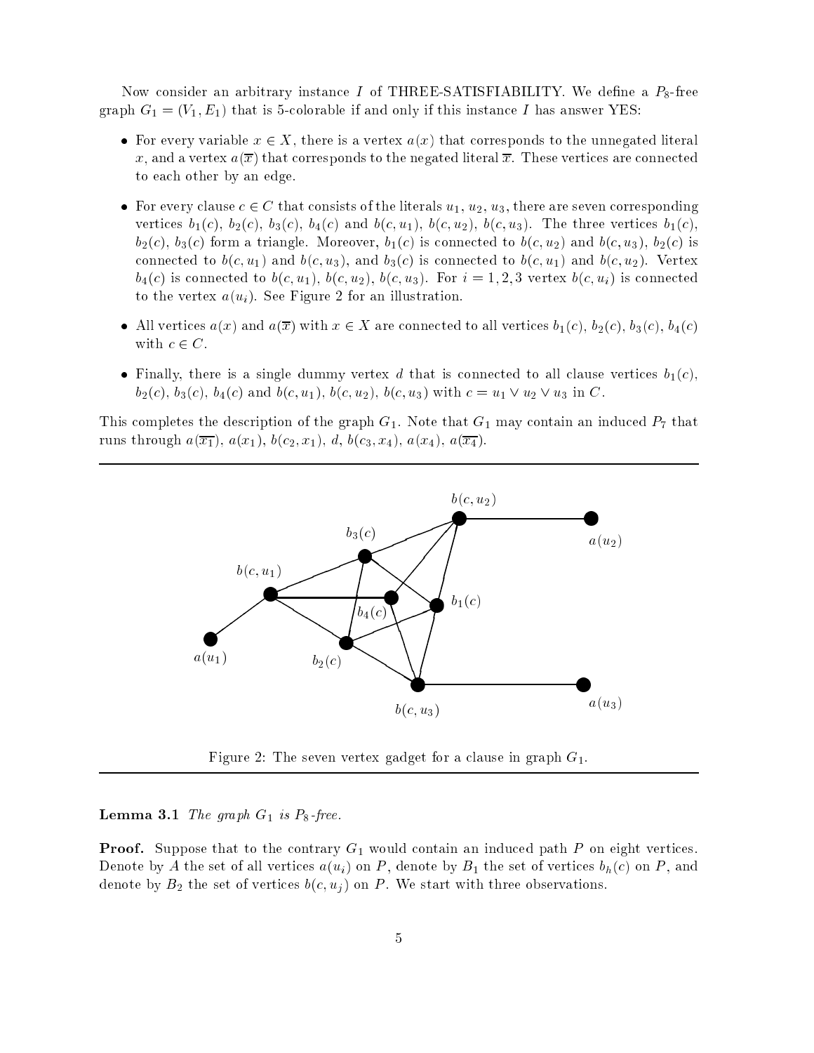Now consider an arbitrary instance $I$ of THREE-SATISFIABILITY. We define a $P_8$-free graph $G_1 = (V_1, E_1)$ that is 5-colorable if and only if this instance $I$ has answer YES:

- For every variable $x \in X$, there is a vertex $a(x)$ that corresponds to the unnegated literal $x$, and a vertex $a(\overline{x})$ that corresponds to the negated literal $\overline{x}$. These vertices are connected to each other by an edge.
- For every clause $c \in C$ that consists of the literals $u_1$, $u_2$, $u_3$, there are seven corresponding vertices $b_1(c)$, $b_2(c)$, $b_3(c)$, $b_4(c)$ and $b(c, u_1)$, $b(c, u_2)$, $b(c, u_3)$. The three vertices $b_1(c)$, $b_2(c)$, $b_3(c)$ form a triangle. Moreover, $b_1(c)$ is connected to $b(c, u_2)$ and $b(c, u_3)$, $b_2(c)$ is connected to $b(c, u_1)$ and $b(c, u_3)$, and $b_3(c)$ is connected to $b(c, u_1)$ and $b(c, u_2)$. Vertex $b_4(c)$ is connected to $b(c, u_1)$, $b(c, u_2)$, $b(c, u_3)$. For $i = 1, 2, 3$ vertex $b(c, u_i)$ is connected to the vertex $a(u_i)$. See Figure 2 for an illustration.
- All vertices $a(x)$ and $a(\overline{x})$ with $x \in X$ are connected to all vertices $b_1(c)$, $b_2(c)$, $b_3(c)$, $b_4(c)$ with $c \in C$.
- Finally, there is a single dummy vertex $d$ that is connected to all clause vertices $b_1(c)$, $b_2(c)$, $b_3(c)$, $b_4(c)$ and $b(c, u_1)$, $b(c, u_2)$, $b(c, u_3)$ with $c = u_1 \vee u_2 \vee u_3$ in $C$.

This completes the description of the graph $G_1$. Note that $G_1$ may contain an induced $P_7$ that runs through $a(\overline{x_1})$, $a(x_1)$, $b(c_2, x_1)$, $d$, $b(c_3, x_4)$, $a(x_4)$, $a(\overline{x_4})$.

Figure 2: The seven vertex gadget for a clause in graph $G_1$.

**Lemma 3.1** *The graph $G_1$ is $P_8$-free.*

**Proof.** Suppose that to the contrary $G_1$ would contain an induced path $P$ on eight vertices. Denote by $A$ the set of all vertices $a(u_i)$ on $P$, denote by $B_1$ the set of vertices $b_h(c)$ on $P$, and denote by $B_2$ the set of vertices $b(c, u_j)$ on $P$. We start with three observations.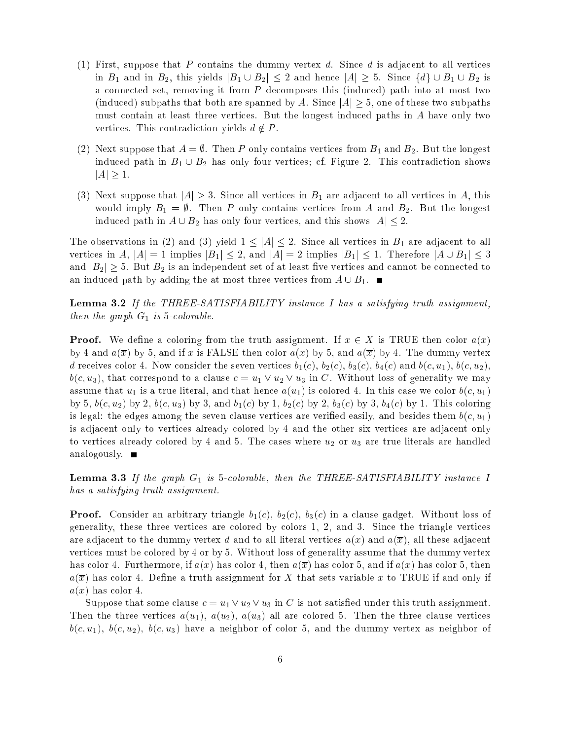(1) First, suppose that $P$ contains the dummy vertex $d$. Since $d$ is adjacent to all vertices in $B_1$ and in $B_2$, this yields $|B_1 \cup B_2| \leq 2$ and hence $|A| \geq 5$. Since $\{d\} \cup B_1 \cup B_2$ is a connected set, removing it from $P$ decomposes this (induced) path into at most two (induced) subpaths that both are spanned by $A$. Since $|A| \geq 5$, one of these two subpaths must contain at least three vertices. But the longest induced paths in $A$ have only two vertices. This contradiction yields $d \notin P$.

(2) Next suppose that $A = \emptyset$. Then $P$ only contains vertices from $B_1$ and $B_2$. But the longest induced path in $B_1 \cup B_2$ has only four vertices; cf. Figure 2. This contradiction shows $|A| \geq 1$.

(3) Next suppose that $|A| \geq 3$. Since all vertices in $B_1$ are adjacent to all vertices in $A$, this would imply $B_1 = \emptyset$. Then $P$ only contains vertices from $A$ and $B_2$. But the longest induced path in $A \cup B_2$ has only four vertices, and this shows $|A| \leq 2$.

The observations in (2) and (3) yield $1 \leq |A| \leq 2$. Since all vertices in $B_1$ are adjacent to all vertices in $A$, $|A| = 1$ implies $|B_1| \leq 2$, and $|A| = 2$ implies $|B_1| \leq 1$. Therefore $|A \cup B_1| \leq 3$ and $|B_2| \geq 5$. But $B_2$ is an independent set of at least five vertices and cannot be connected to an induced path by adding the at most three vertices from $A \cup B_1$. ∎

**Lemma 3.2** *If the THREE-SATISFIABILITY instance $I$ has a satisfying truth assignment, then the graph $G_1$ is 5-colorable.*

**Proof.** We define a coloring from the truth assignment. If $x \in X$ is TRUE then color $a(x)$ by 4 and $a(\overline{x})$ by 5, and if $x$ is FALSE then color $a(x)$ by 5, and $a(\overline{x})$ by 4. The dummy vertex $d$ receives color 4. Now consider the seven vertices $b_1(c)$, $b_2(c)$, $b_3(c)$, $b_4(c)$ and $b(c, u_1)$, $b(c, u_2)$, $b(c, u_3)$, that correspond to a clause $c = u_1 \vee u_2 \vee u_3$ in $C$. Without loss of generality we may assume that $u_1$ is a true literal, and that hence $a(u_1)$ is colored 4. In this case we color $b(c, u_1)$ by 5, $b(c, u_2)$ by 2, $b(c, u_3)$ by 3, and $b_1(c)$ by 1, $b_2(c)$ by 2, $b_3(c)$ by 3, $b_4(c)$ by 1. This coloring is legal: the edges among the seven clause vertices are verified easily, and besides them $b(c, u_1)$ is adjacent only to vertices already colored by 4 and the other six vertices are adjacent only to vertices already colored by 4 and 5. The cases where $u_2$ or $u_3$ are true literals are handled analogously. ∎

**Lemma 3.3** *If the graph $G_1$ is 5-colorable, then the THREE-SATISFIABILITY instance $I$ has a satisfying truth assignment.*

**Proof.** Consider an arbitrary triangle $b_1(c)$, $b_2(c)$, $b_3(c)$ in a clause gadget. Without loss of generality, these three vertices are colored by colors 1, 2, and 3. Since the triangle vertices are adjacent to the dummy vertex $d$ and to all literal vertices $a(x)$ and $a(\overline{x})$, all these adjacent vertices must be colored by 4 or by 5. Without loss of generality assume that the dummy vertex has color 4. Furthermore, if $a(x)$ has color 4, then $a(\overline{x})$ has color 5, and if $a(x)$ has color 5, then $a(\overline{x})$ has color 4. Define a truth assignment for $X$ that sets variable $x$ to TRUE if and only if $a(x)$ has color 4.

Suppose that some clause $c = u_1 \vee u_2 \vee u_3$ in $C$ is not satisfied under this truth assignment. Then the three vertices $a(u_1)$, $a(u_2)$, $a(u_3)$ all are colored 5. Then the three clause vertices $b(c, u_1)$, $b(c, u_2)$, $b(c, u_3)$ have a neighbor of color 5, and the dummy vertex as neighbor of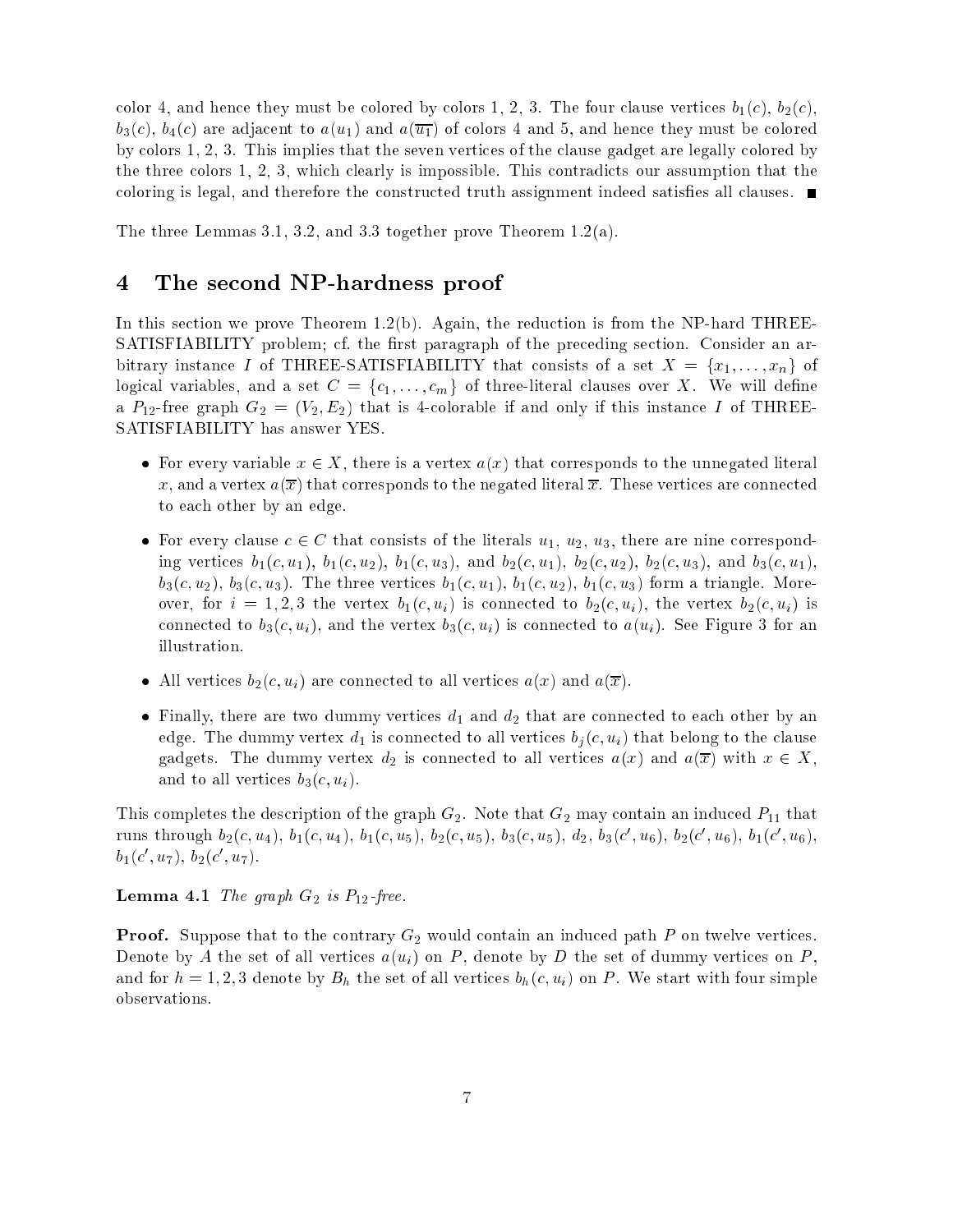color 4, and hence they must be colored by colors 1, 2, 3. The four clause vertices $b_1(c)$, $b_2(c)$, $b_3(c)$, $b_4(c)$ are adjacent to $a(u_1)$ and $a(\overline{u_1})$ of colors 4 and 5, and hence they must be colored by colors 1, 2, 3. This implies that the seven vertices of the clause gadget are legally colored by the three colors 1, 2, 3, which clearly is impossible. This contradicts our assumption that the coloring is legal, and therefore the constructed truth assignment indeed satisfies all clauses. ■

The three Lemmas 3.1, 3.2, and 3.3 together prove Theorem 1.2(a).

## 4 The second NP-hardness proof

In this section we prove Theorem 1.2(b). Again, the reduction is from the NP-hard THREE-SATISFIABILITY problem; cf. the first paragraph of the preceding section. Consider an arbitrary instance $I$ of THREE-SATISFIABILITY that consists of a set $X = \{x_1, \ldots, x_n\}$ of logical variables, and a set $C = \{c_1, \ldots, c_m\}$ of three-literal clauses over $X$. We will define a $P_{12}$-free graph $G_2 = (V_2, E_2)$ that is 4-colorable if and only if this instance $I$ of THREE-SATISFIABILITY has answer YES.

- For every variable $x \in X$, there is a vertex $a(x)$ that corresponds to the unnegated literal $x$, and a vertex $a(\overline{x})$ that corresponds to the negated literal $\overline{x}$. These vertices are connected to each other by an edge.
- For every clause $c \in C$ that consists of the literals $u_1$, $u_2$, $u_3$, there are nine corresponding vertices $b_1(c, u_1)$, $b_1(c, u_2)$, $b_1(c, u_3)$, and $b_2(c, u_1)$, $b_2(c, u_2)$, $b_2(c, u_3)$, and $b_3(c, u_1)$, $b_3(c, u_2)$, $b_3(c, u_3)$. The three vertices $b_1(c, u_1)$, $b_1(c, u_2)$, $b_1(c, u_3)$ form a triangle. Moreover, for $i = 1, 2, 3$ the vertex $b_1(c, u_i)$ is connected to $b_2(c, u_i)$, the vertex $b_2(c, u_i)$ is connected to $b_3(c, u_i)$, and the vertex $b_3(c, u_i)$ is connected to $a(u_i)$. See Figure 3 for an illustration.
- All vertices $b_2(c, u_i)$ are connected to all vertices $a(x)$ and $a(\overline{x})$.
- Finally, there are two dummy vertices $d_1$ and $d_2$ that are connected to each other by an edge. The dummy vertex $d_1$ is connected to all vertices $b_j(c, u_i)$ that belong to the clause gadgets. The dummy vertex $d_2$ is connected to all vertices $a(x)$ and $a(\overline{x})$ with $x \in X$, and to all vertices $b_3(c, u_i)$.

This completes the description of the graph $G_2$. Note that $G_2$ may contain an induced $P_{11}$ that runs through $b_2(c, u_4)$, $b_1(c, u_4)$, $b_1(c, u_5)$, $b_2(c, u_5)$, $b_3(c, u_5)$, $d_2$, $b_3(c', u_6)$, $b_2(c', u_6)$, $b_1(c', u_6)$, $b_1(c', u_7)$, $b_2(c', u_7)$.

**Lemma 4.1** *The graph $G_2$ is $P_{12}$-free.*

**Proof.** Suppose that to the contrary $G_2$ would contain an induced path $P$ on twelve vertices. Denote by $A$ the set of all vertices $a(u_i)$ on $P$, denote by $D$ the set of dummy vertices on $P$, and for $h = 1, 2, 3$ denote by $B_h$ the set of all vertices $b_h(c, u_i)$ on $P$. We start with four simple observations.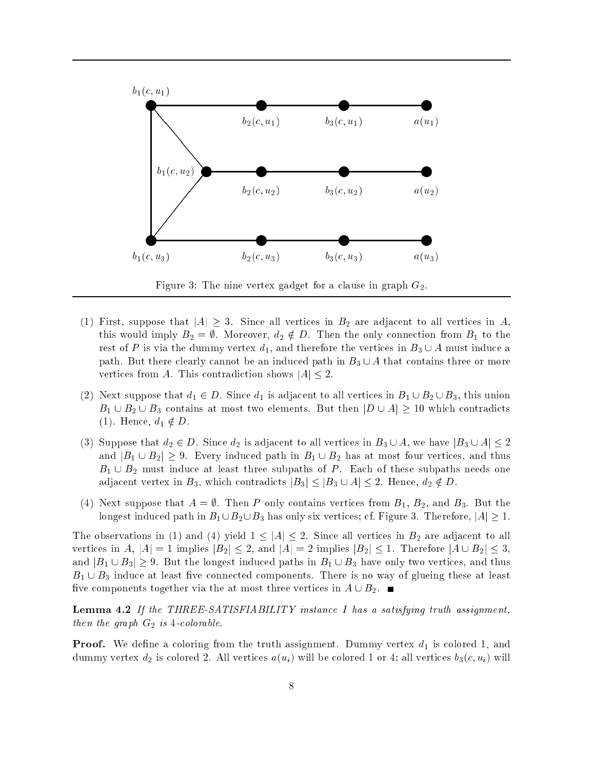Figure 3: The nine vertex gadget for a clause in graph $G_2$.

(1) First, suppose that $|A| \geq 3$. Since all vertices in $B_2$ are adjacent to all vertices in $A$, this would imply $B_2 = \emptyset$. Moreover, $d_2 \notin D$. Then the only connection from $B_1$ to the rest of $P$ is via the dummy vertex $d_1$, and therefore the vertices in $B_3 \cup A$ must induce a path. But there clearly cannot be an induced path in $B_3 \cup A$ that contains three or more vertices from $A$. This contradiction shows $|A| \leq 2$.

(2) Next suppose that $d_1 \in D$. Since $d_1$ is adjacent to all vertices in $B_1 \cup B_2 \cup B_3$, this union $B_1 \cup B_2 \cup B_3$ contains at most two elements. But then $|D \cup A| \geq 10$ which contradicts (1). Hence, $d_1 \notin D$.

(3) Suppose that $d_2 \in D$. Since $d_2$ is adjacent to all vertices in $B_3 \cup A$, we have $|B_3 \cup A| \leq 2$ and $|B_1 \cup B_2| \geq 9$. Every induced path in $B_1 \cup B_2$ has at most four vertices, and thus $B_1 \cup B_2$ must induce at least three subpaths of $P$. Each of these subpaths needs one adjacent vertex in $B_3$, which contradicts $|B_3| \leq |B_3 \cup A| \leq 2$. Hence, $d_2 \notin D$.

(4) Next suppose that $A = \emptyset$. Then $P$ only contains vertices from $B_1$, $B_2$, and $B_3$. But the longest induced path in $B_1 \cup B_2 \cup B_3$ has only six vertices; cf. Figure 3. Therefore, $|A| \geq 1$.

The observations in (1) and (4) yield $1 \leq |A| \leq 2$. Since all vertices in $B_2$ are adjacent to all vertices in $A$, $|A| = 1$ implies $|B_2| \leq 2$, and $|A| = 2$ implies $|B_2| \leq 1$. Therefore $|A \cup B_2| \leq 3$, and $|B_1 \cup B_3| \geq 9$. But the longest induced paths in $B_1 \cup B_3$ have only two vertices, and thus $B_1 \cup B_3$ induce at least five connected components. There is no way of glueing these at least five components together via the at most three vertices in $A \cup B_2$. ∎

**Lemma 4.2** *If the THREE-SATISFIABILITY instance $I$ has a satisfying truth assignment, then the graph $G_2$ is 4-colorable.*

**Proof.** We define a coloring from the truth assignment. Dummy vertex $d_1$ is colored 1, and dummy vertex $d_2$ is colored 2. All vertices $a(u_i)$ will be colored 1 or 4; all vertices $b_3(c, u_i)$ will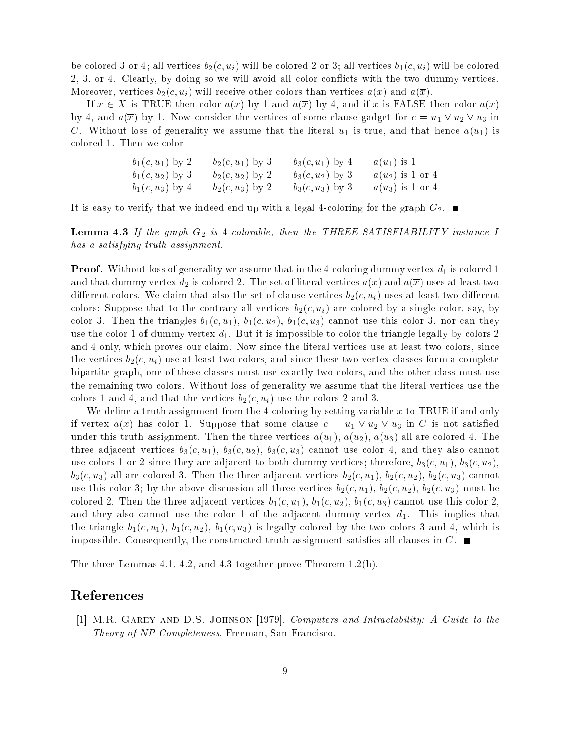be colored 3 or 4; all vertices $b_2(c, u_i)$ will be colored 2 or 3; all vertices $b_1(c, u_i)$ will be colored 2, 3, or 4. Clearly, by doing so we will avoid all color conflicts with the two dummy vertices. Moreover, vertices $b_2(c, u_i)$ will receive other colors than vertices $a(x)$ and $a(\overline{x})$.

If $x \in X$ is TRUE then color $a(x)$ by 1 and $a(\overline{x})$ by 4, and if $x$ is FALSE then color $a(x)$ by 4, and $a(\overline{x})$ by 1. Now consider the vertices of some clause gadget for $c = u_1 \vee u_2 \vee u_3$ in $C$. Without loss of generality we assume that the literal $u_1$ is true, and that hence $a(u_1)$ is colored 1. Then we color

| | | | |
|---|---|---|---|
| $b_1(c, u_1)$ by 2 | $b_2(c, u_1)$ by 3 | $b_3(c, u_1)$ by 4 | $a(u_1)$ is 1 |
| $b_1(c, u_2)$ by 3 | $b_2(c, u_2)$ by 2 | $b_3(c, u_2)$ by 3 | $a(u_2)$ is 1 or 4 |
| $b_1(c, u_3)$ by 4 | $b_2(c, u_3)$ by 2 | $b_3(c, u_3)$ by 3 | $a(u_3)$ is 1 or 4 |

It is easy to verify that we indeed end up with a legal 4-coloring for the graph $G_2$. ■

**Lemma 4.3** *If the graph $G_2$ is 4-colorable, then the THREE-SATISFIABILITY instance $I$ has a satisfying truth assignment.*

**Proof.** Without loss of generality we assume that in the 4-coloring dummy vertex $d_1$ is colored 1 and that dummy vertex $d_2$ is colored 2. The set of literal vertices $a(x)$ and $a(\overline{x})$ uses at least two different colors. We claim that also the set of clause vertices $b_2(c, u_i)$ uses at least two different colors: Suppose that to the contrary all vertices $b_2(c, u_i)$ are colored by a single color, say, by color 3. Then the triangles $b_1(c, u_1)$, $b_1(c, u_2)$, $b_1(c, u_3)$ cannot use this color 3, nor can they use the color 1 of dummy vertex $d_1$. But it is impossible to color the triangle legally by colors 2 and 4 only, which proves our claim. Now since the literal vertices use at least two colors, since the vertices $b_2(c, u_i)$ use at least two colors, and since these two vertex classes form a complete bipartite graph, one of these classes must use exactly two colors, and the other class must use the remaining two colors. Without loss of generality we assume that the literal vertices use the colors 1 and 4, and that the vertices $b_2(c, u_i)$ use the colors 2 and 3.

We define a truth assignment from the 4-coloring by setting variable $x$ to TRUE if and only if vertex $a(x)$ has color 1. Suppose that some clause $c = u_1 \vee u_2 \vee u_3$ in $C$ is not satisfied under this truth assignment. Then the three vertices $a(u_1)$, $a(u_2)$, $a(u_3)$ all are colored 4. The three adjacent vertices $b_3(c, u_1)$, $b_3(c, u_2)$, $b_3(c, u_3)$ cannot use color 4, and they also cannot use colors 1 or 2 since they are adjacent to both dummy vertices; therefore, $b_3(c, u_1)$, $b_3(c, u_2)$, $b_3(c, u_3)$ all are colored 3. Then the three adjacent vertices $b_2(c, u_1)$, $b_2(c, u_2)$, $b_2(c, u_3)$ cannot use this color 3; by the above discussion all three vertices $b_2(c, u_1)$, $b_2(c, u_2)$, $b_2(c, u_3)$ must be colored 2. Then the three adjacent vertices $b_1(c, u_1)$, $b_1(c, u_2)$, $b_1(c, u_3)$ cannot use this color 2, and they also cannot use the color 1 of the adjacent dummy vertex $d_1$. This implies that the triangle $b_1(c, u_1)$, $b_1(c, u_2)$, $b_1(c, u_3)$ is legally colored by the two colors 3 and 4, which is impossible. Consequently, the constructed truth assignment satisfies all clauses in $C$. ■

The three Lemmas 4.1, 4.2, and 4.3 together prove Theorem 1.2(b).

## References

[1] M.R. Garey and D.S. Johnson [1979]. *Computers and Intractability: A Guide to the Theory of NP-Completeness*. Freeman, San Francisco.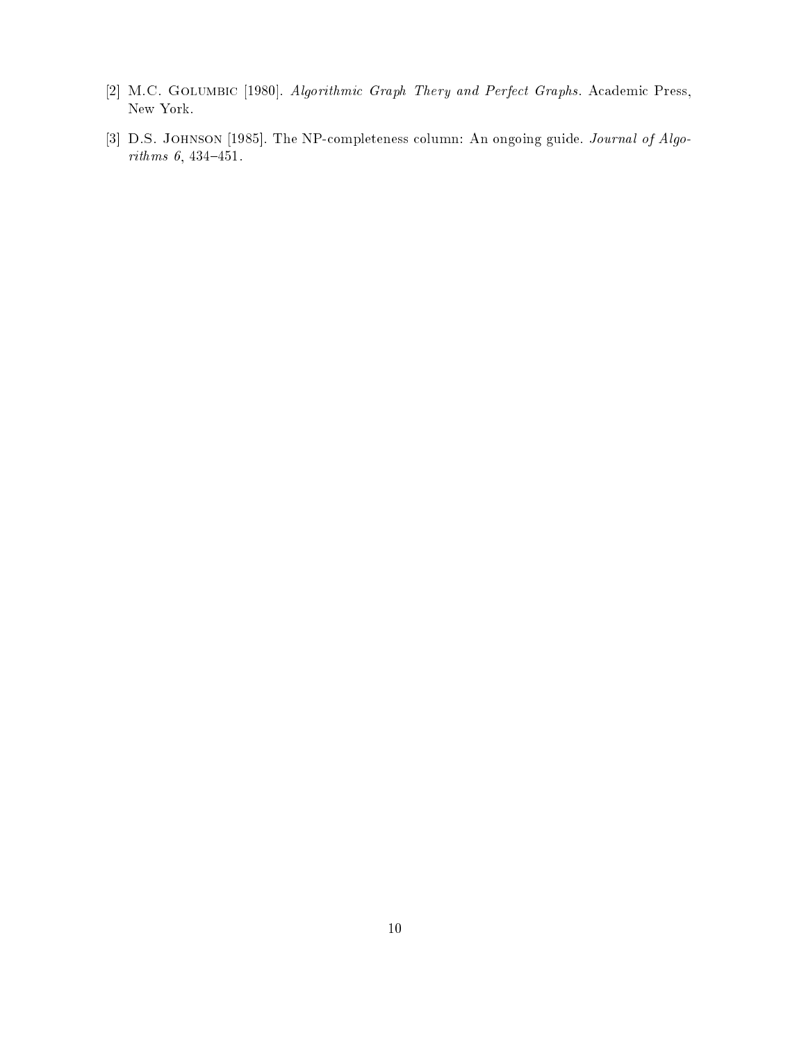[2] M.C. Golumbic [1980]. *Algorithmic Graph Thery and Perfect Graphs*. Academic Press, New York.

[3] D.S. Johnson [1985]. The NP-completeness column: An ongoing guide. *Journal of Algorithms 6*, 434–451.